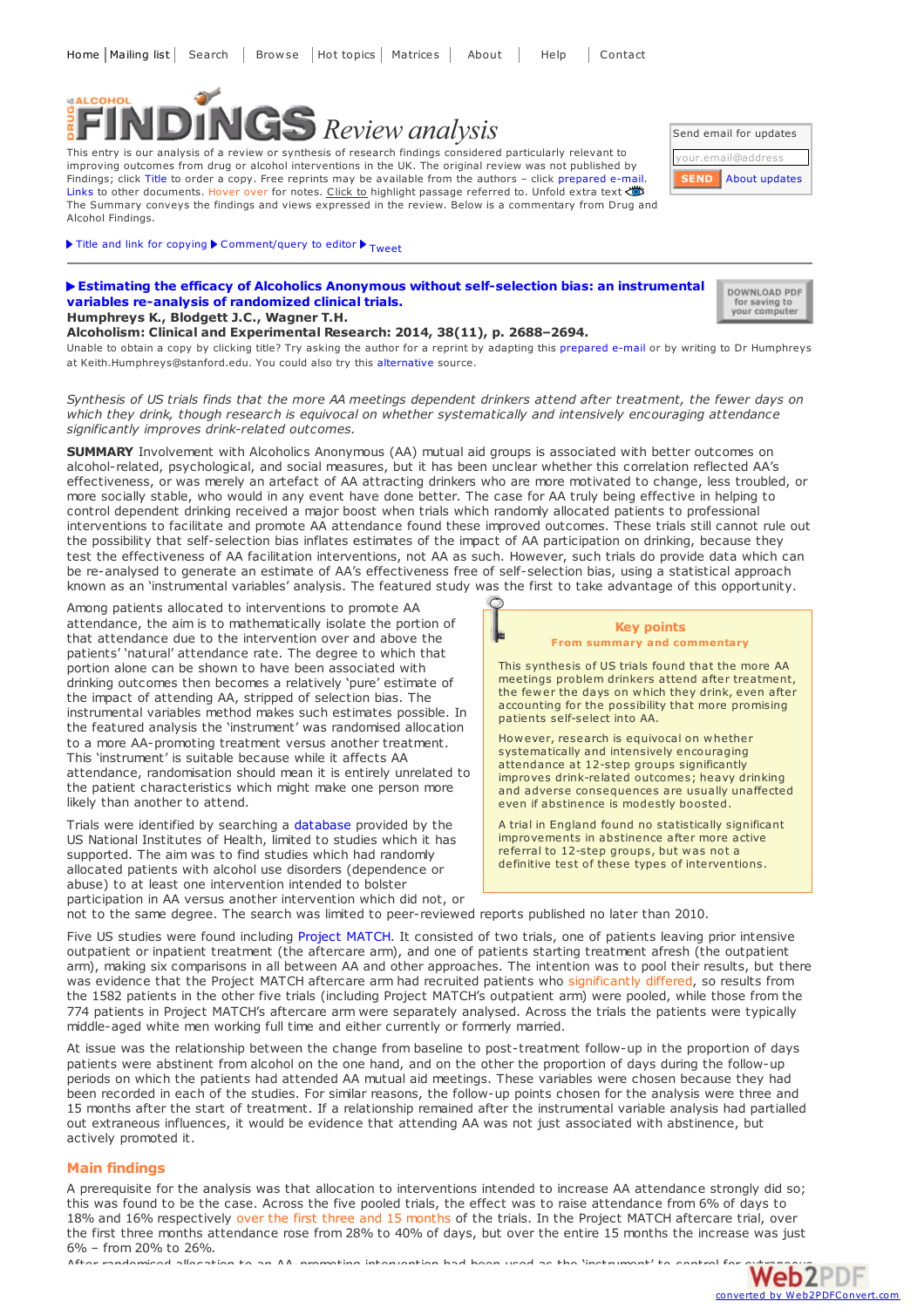Home | Mailing list | Search | Browse | Hot topics | Matrices | About | Help | Contact

# FINDINGS Review analysis

This entry is our analysis of a review or synthesis of research findings considered particularly relevant to improving outcomes from drug or alcohol interventions in the UK. The original review was not published by Findings; click Title to order a copy. Free reprints may be available from the authors – click prepared e-mail. Links to other documents. Hover over for notes. Click to highlight passage referred to. Unfold extra text. The Summary conveys the findings and views expressed in the review. Below is a commentary from Drug and Alcohol Findings.

Send email for updates

your.email@address

SEND About updates

▶ Title and link for copying ▶ Comment/query to editor ▶ Tweet

## ▶ Estimating the efficacy of Alcoholics Anonymous without self-selection bias: an instrumental variables re-analysis of randomized clinical trials.

DOWNLOAD PDF for saving to your computer

**Humphreys K., Blodgett J.C., Wagner T.H.**

**Alcoholism: Clinical and Experimental Research: 2014, 38(11), p. 2688–2694.**

Unable to obtain a copy by clicking title? Try asking the author for a reprint by adapting this prepared e-mail or by writing to Dr Humphreys at Keith.Humphreys@stanford.edu. You could also try this alternative source.

*Synthesis of US trials finds that the more AA meetings dependent drinkers attend after treatment, the fewer days on which they drink, though research is equivocal on whether systematically and intensively encouraging attendance significantly improves drink-related outcomes.*

**SUMMARY** Involvement with Alcoholics Anonymous (AA) mutual aid groups is associated with better outcomes on alcohol-related, psychological, and social measures, but it has been unclear whether this correlation reflected AA's effectiveness, or was merely an artefact of AA attracting drinkers who are more motivated to change, less troubled, or more socially stable, who would in any event have done better. The case for AA truly being effective in helping to control dependent drinking received a major boost when trials which randomly allocated patients to professional interventions to facilitate and promote AA attendance found these improved outcomes. These trials still cannot rule out the possibility that self-selection bias inflates estimates of the impact of AA participation on drinking, because they test the effectiveness of AA facilitation interventions, not AA as such. However, such trials do provide data which can be re-analysed to generate an estimate of AA's effectiveness free of self-selection bias, using a statistical approach known as an 'instrumental variables' analysis. The featured study was the first to take advantage of this opportunity.

Among patients allocated to interventions to promote AA attendance, the aim is to mathematically isolate the portion of that attendance due to the intervention over and above the patients' 'natural' attendance rate. The degree to which that portion alone can be shown to have been associated with drinking outcomes then becomes a relatively 'pure' estimate of the impact of attending AA, stripped of selection bias. The instrumental variables method makes such estimates possible. In the featured analysis the 'instrument' was randomised allocation to a more AA-promoting treatment versus another treatment. This 'instrument' is suitable because while it affects AA attendance, randomisation should mean it is entirely unrelated to the patient characteristics which might make one person more likely than another to attend.

> **Key points**
> **From summary and commentary**
>
> This synthesis of US trials found that the more AA meetings problem drinkers attend after treatment, the fewer the days on which they drink, even after accounting for the possibility that more promising patients self-select into AA.
>
> However, research is equivocal on whether systematically and intensively encouraging attendance at 12-step groups significantly improves drink-related outcomes; heavy drinking and adverse consequences are usually unaffected even if abstinence is modestly boosted.
>
> A trial in England found no statistically significant improvements in abstinence after more active referral to 12-step groups, but was not a definitive test of these types of interventions.

Trials were identified by searching a database provided by the US National Institutes of Health, limited to studies which it has supported. The aim was to find studies which had randomly allocated patients with alcohol use disorders (dependence or abuse) to at least one intervention intended to bolster participation in AA versus another intervention which did not, or not to the same degree. The search was limited to peer-reviewed reports published no later than 2010.

Five US studies were found including Project MATCH. It consisted of two trials, one of patients leaving prior intensive outpatient or inpatient treatment (the aftercare arm), and one of patients starting treatment afresh (the outpatient arm), making six comparisons in all between AA and other approaches. The intention was to pool their results, but there was evidence that the Project MATCH aftercare arm had recruited patients who significantly differed, so results from the 1582 patients in the other five trials (including Project MATCH's outpatient arm) were pooled, while those from the 774 patients in Project MATCH's aftercare arm were separately analysed. Across the trials the patients were typically middle-aged white men working full time and either currently or formerly married.

At issue was the relationship between the change from baseline to post-treatment follow-up in the proportion of days patients were abstinent from alcohol on the one hand, and on the other the proportion of days during the follow-up periods on which the patients had attended AA mutual aid meetings. These variables were chosen because they had been recorded in each of the studies. For similar reasons, the follow-up points chosen for the analysis were three and 15 months after the start of treatment. If a relationship remained after the instrumental variable analysis had partialled out extraneous influences, it would be evidence that attending AA was not just associated with abstinence, but actively promoted it.

## Main findings

A prerequisite for the analysis was that allocation to interventions intended to increase AA attendance strongly did so; this was found to be the case. Across the five pooled trials, the effect was to raise attendance from 6% of days to 18% and 16% respectively over the first three and 15 months of the trials. In the Project MATCH aftercare trial, over the first three months attendance rose from 28% to 40% of days, but over the entire 15 months the increase was just 6% – from 20% to 26%.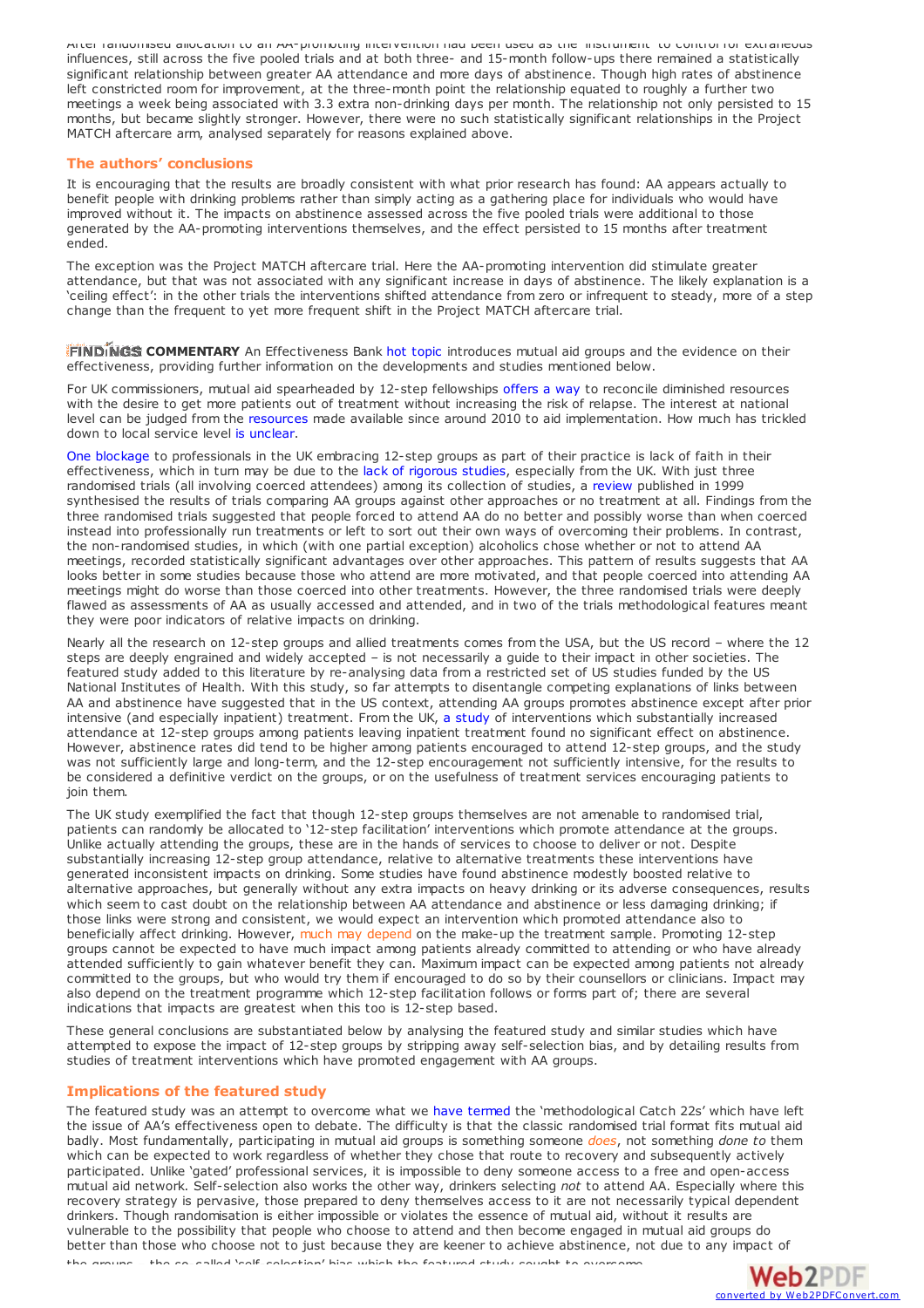After randomised allocation to an AA-promoting intervention had been used as the 'instrument' to control for extraneous influences, still across the five pooled trials and at both three- and 15-month follow-ups there remained a statistically significant relationship between greater AA attendance and more days of abstinence. Though high rates of abstinence left constricted room for improvement, at the three-month point the relationship equated to roughly a further two meetings a week being associated with 3.3 extra non-drinking days per month. The relationship not only persisted to 15 months, but became slightly stronger. However, there were no such statistically significant relationships in the Project MATCH aftercare arm, analysed separately for reasons explained above.

## The authors' conclusions

It is encouraging that the results are broadly consistent with what prior research has found: AA appears actually to benefit people with drinking problems rather than simply acting as a gathering place for individuals who would have improved without it. The impacts on abstinence assessed across the five pooled trials were additional to those generated by the AA-promoting interventions themselves, and the effect persisted to 15 months after treatment ended.

The exception was the Project MATCH aftercare trial. Here the AA-promoting intervention did stimulate greater attendance, but that was not associated with any significant increase in days of abstinence. The likely explanation is a 'ceiling effect': in the other trials the interventions shifted attendance from zero or infrequent to steady, more of a step change than the frequent to yet more frequent shift in the Project MATCH aftercare trial.

**FINDINGS COMMENTARY** An Effectiveness Bank hot topic introduces mutual aid groups and the evidence on their effectiveness, providing further information on the developments and studies mentioned below.

For UK commissioners, mutual aid spearheaded by 12-step fellowships offers a way to reconcile diminished resources with the desire to get more patients out of treatment without increasing the risk of relapse. The interest at national level can be judged from the resources made available since around 2010 to aid implementation. How much has trickled down to local service level is unclear.

One blockage to professionals in the UK embracing 12-step groups as part of their practice is lack of faith in their effectiveness, which in turn may be due to the lack of rigorous studies, especially from the UK. With just three randomised trials (all involving coerced attendees) among its collection of studies, a review published in 1999 synthesised the results of trials comparing AA groups against other approaches or no treatment at all. Findings from the three randomised trials suggested that people forced to attend AA do no better and possibly worse than when coerced instead into professionally run treatments or left to sort out their own ways of overcoming their problems. In contrast, the non-randomised studies, in which (with one partial exception) alcoholics chose whether or not to attend AA meetings, recorded statistically significant advantages over other approaches. This pattern of results suggests that AA looks better in some studies because those who attend are more motivated, and that people coerced into attending AA meetings might do worse than those coerced into other treatments. However, the three randomised trials were deeply flawed as assessments of AA as usually accessed and attended, and in two of the trials methodological features meant they were poor indicators of relative impacts on drinking.

Nearly all the research on 12-step groups and allied treatments comes from the USA, but the US record – where the 12 steps are deeply engrained and widely accepted – is not necessarily a guide to their impact in other societies. The featured study added to this literature by re-analysing data from a restricted set of US studies funded by the US National Institutes of Health. With this study, so far attempts to disentangle competing explanations of links between AA and abstinence have suggested that in the US context, attending AA groups promotes abstinence except after prior intensive (and especially inpatient) treatment. From the UK, a study of interventions which substantially increased attendance at 12-step groups among patients leaving inpatient treatment found no significant effect on abstinence. However, abstinence rates did tend to be higher among patients encouraged to attend 12-step groups, and the study was not sufficiently large and long-term, and the 12-step encouragement not sufficiently intensive, for the results to be considered a definitive verdict on the groups, or on the usefulness of treatment services encouraging patients to join them.

The UK study exemplified the fact that though 12-step groups themselves are not amenable to randomised trial, patients can randomly be allocated to '12-step facilitation' interventions which promote attendance at the groups. Unlike actually attending the groups, these are in the hands of services to choose to deliver or not. Despite substantially increasing 12-step group attendance, relative to alternative treatments these interventions have generated inconsistent impacts on drinking. Some studies have found abstinence modestly boosted relative to alternative approaches, but generally without any extra impacts on heavy drinking or its adverse consequences, results which seem to cast doubt on the relationship between AA attendance and abstinence or less damaging drinking; if those links were strong and consistent, we would expect an intervention which promoted attendance also to beneficially affect drinking. However, much may depend on the make-up the treatment sample. Promoting 12-step groups cannot be expected to have much impact among patients already committed to attending or who have already attended sufficiently to gain whatever benefit they can. Maximum impact can be expected among patients not already committed to the groups, but who would try them if encouraged to do so by their counsellors or clinicians. Impact may also depend on the treatment programme which 12-step facilitation follows or forms part of; there are several indications that impacts are greatest when this too is 12-step based.

These general conclusions are substantiated below by analysing the featured study and similar studies which have attempted to expose the impact of 12-step groups by stripping away self-selection bias, and by detailing results from studies of treatment interventions which have promoted engagement with AA groups.

## Implications of the featured study

The featured study was an attempt to overcome what we have termed the 'methodological Catch 22s' which have left the issue of AA's effectiveness open to debate. The difficulty is that the classic randomised trial format fits mutual aid badly. Most fundamentally, participating in mutual aid groups is something someone *does*, not something *done to* them which can be expected to work regardless of whether they chose that route to recovery and subsequently actively participated. Unlike 'gated' professional services, it is impossible to deny someone access to a free and open-access mutual aid network. Self-selection also works the other way, drinkers selecting *not* to attend AA. Especially where this recovery strategy is pervasive, those prepared to deny themselves access to it are not necessarily typical dependent drinkers. Though randomisation is either impossible or violates the essence of mutual aid, without it results are vulnerable to the possibility that people who choose to attend and then become engaged in mutual aid groups do better than those who choose not to just because they are keener to achieve abstinence, not due to any impacts of the groups – the so-called 'self-selection' bias which the featured study sought to overcome.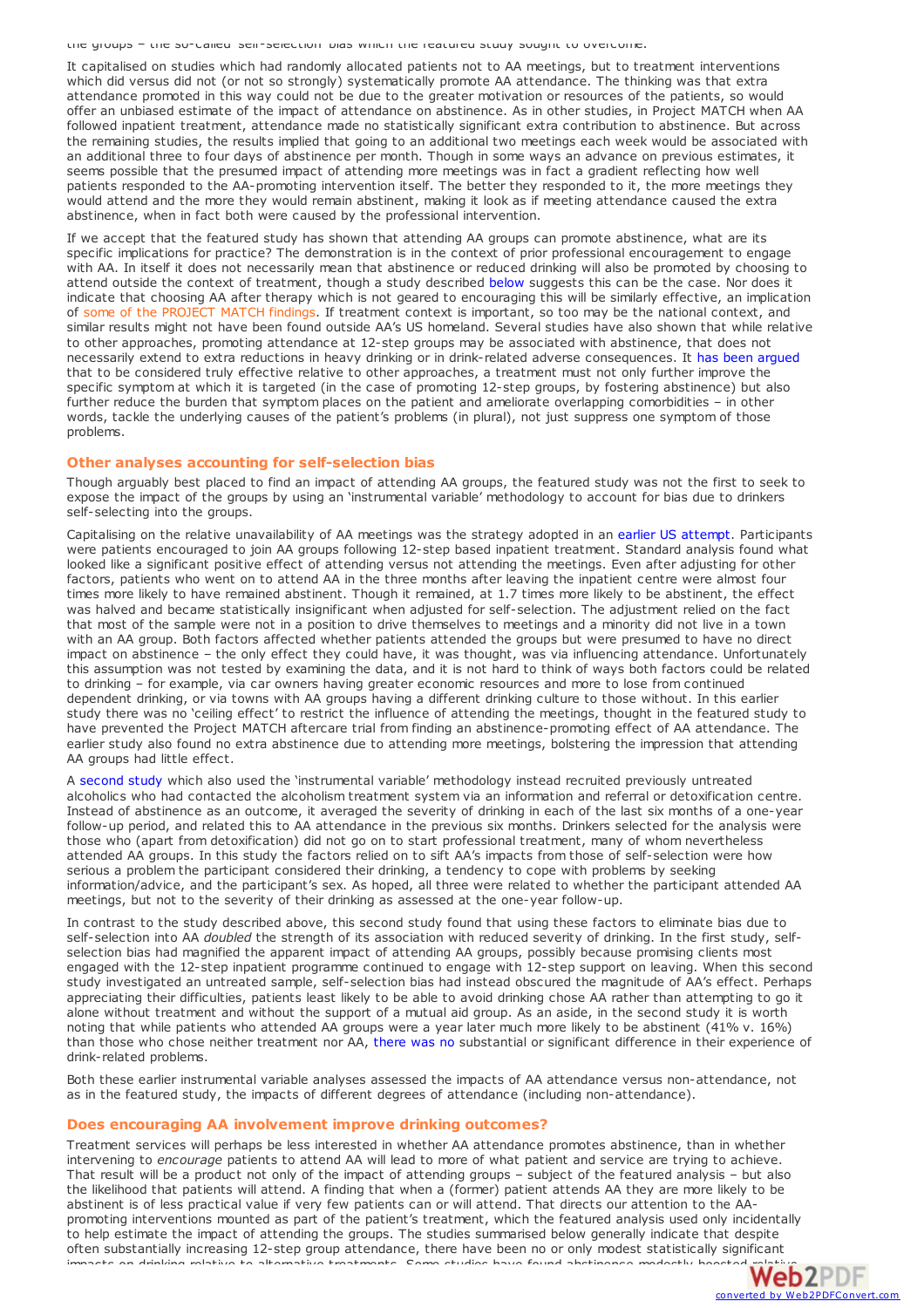the groups – the so-called 'self-selection' bias which the featured study sought to overcome.

It capitalised on studies which had randomly allocated patients not to AA meetings, but to treatment interventions which did versus did not (or not so strongly) systematically promote AA attendance. The thinking was that extra attendance promoted in this way could not be due to the greater motivation or resources of the patients, so would offer an unbiased estimate of the impact of attendance on abstinence. As in other studies, in Project MATCH when AA followed inpatient treatment, attendance made no statistically significant extra contribution to abstinence. But across the remaining studies, the results implied that going to an additional two meetings each week would be associated with an additional three to four days of abstinence per month. Though in some ways an advance on previous estimates, it seems possible that the presumed impact of attending more meetings was in fact a gradient reflecting how well patients responded to the AA-promoting intervention itself. The better they responded to it, the more meetings they would attend and the more they would remain abstinent, making it look as if meeting attendance caused the extra abstinence, when in fact both were caused by the professional intervention.

If we accept that the featured study has shown that attending AA groups can promote abstinence, what are its specific implications for practice? The demonstration is in the context of prior professional encouragement to engage with AA. In itself it does not necessarily mean that abstinence or reduced drinking will also be promoted by choosing to attend outside the context of treatment, though a study described below suggests this can be the case. Nor does it indicate that choosing AA after therapy which is not geared to encouraging this will be similarly effective, an implication of some of the PROJECT MATCH findings. If treatment context is important, so too may be the national context, and similar results might not have been found outside AA's US homeland. Several studies have also shown that while relative to other approaches, promoting attendance at 12-step groups may be associated with abstinence, that does not necessarily extend to extra reductions in heavy drinking or in drink-related adverse consequences. It has been argued that to be considered truly effective relative to other approaches, a treatment must not only further improve the specific symptom at which it is targeted (in the case of promoting 12-step groups, by fostering abstinence) but also further reduce the burden that symptom places on the patient and ameliorate overlapping comorbidities – in other words, tackle the underlying causes of the patient's problems (in plural), not just suppress one symptom of those problems.

## Other analyses accounting for self-selection bias

Though arguably best placed to find an impact of attending AA groups, the featured study was not the first to seek to expose the impact of the groups by using an 'instrumental variable' methodology to account for bias due to drinkers self-selecting into the groups.

Capitalising on the relative unavailability of AA meetings was the strategy adopted in an earlier US attempt. Participants were patients encouraged to join AA groups following 12-step based inpatient treatment. Standard analysis found what looked like a significant positive effect of attending versus not attending the meetings. Even after adjusting for other factors, patients who went on to attend AA in the three months after leaving the inpatient centre were almost four times more likely to have remained abstinent. Though it remained, at 1.7 times more likely to be abstinent, the effect was halved and became statistically insignificant when adjusted for self-selection. The adjustment relied on the fact that most of the sample were not in a position to drive themselves to meetings and a minority did not live in a town with an AA group. Both factors affected whether patients attended the groups but were presumed to have no direct impact on abstinence – the only effect they could have, it was thought, was via influencing attendance. Unfortunately this assumption was not tested by examining the data, and it is not hard to think of ways both factors could be related to drinking – for example, via car owners having greater economic resources and more to lose from continued dependent drinking, or via towns with AA groups having a different drinking culture to those without. In this earlier study there was no 'ceiling effect' to restrict the influence of attending the meetings, thought in the featured study to have prevented the Project MATCH aftercare trial from finding an abstinence-promoting effect of AA attendance. The earlier study also found no extra abstinence due to attending more meetings, bolstering the impression that attending AA groups had little effect.

A second study which also used the 'instrumental variable' methodology instead recruited previously untreated alcoholics who had contacted the alcoholism treatment system via an information and referral or detoxification centre. Instead of abstinence as an outcome, it averaged the severity of drinking in each of the last six months of a one-year follow-up period, and related this to AA attendance in the previous six months. Drinkers selected for the analysis were those who (apart from detoxification) did not go on to start professional treatment, many of whom nevertheless attended AA groups. In this study the factors relied on to sift AA's impacts from those of self-selection were how serious a problem the participant considered their drinking, a tendency to cope with problems by seeking information/advice, and the participant's sex. As hoped, all three were related to whether the participant attended AA meetings, but not to the severity of their drinking as assessed at the one-year follow-up.

In contrast to the study described above, this second study found that using these factors to eliminate bias due to self-selection into AA *doubled* the strength of its association with reduced severity of drinking. In the first study, self-selection bias had magnified the apparent impact of attending AA groups, possibly because promising clients most engaged with the 12-step inpatient programme continued to engage with 12-step support on leaving. When this second study investigated an untreated sample, self-selection bias had instead obscured the magnitude of AA's effect. Perhaps appreciating their difficulties, patients least likely to be able to avoid drinking chose AA rather than attempting to go it alone without treatment and without the support of a mutual aid group. As an aside, in the second study it is worth noting that while patients who attended AA groups were a year later much more likely to be abstinent (41% v. 16%) than those who chose neither treatment nor AA, there was no substantial or significant difference in their experience of drink-related problems.

Both these earlier instrumental variable analyses assessed the impacts of AA attendance versus non-attendance, not as in the featured study, the impacts of different degrees of attendance (including non-attendance).

## Does encouraging AA involvement improve drinking outcomes?

Treatment services will perhaps be less interested in whether AA attendance promotes abstinence, than in whether intervening to *encourage* patients to attend AA will lead to more of what patient and service are trying to achieve. That result will be a product not only of the impact of attending groups – subject of the featured analysis – but also the likelihood that patients will attend. A finding that when a (former) patient attends AA they are more likely to be abstinent is of less practical value if very few patients can or will attend. That directs our attention to the AA-promoting interventions mounted as part of the patient's treatment, which the featured analysis used only incidentally to help estimate the impact of attending the groups. The studies summarised below generally indicate that despite often substantially increasing 12-step group attendance, there have been no or only modest statistically significant impacts on drinking relative to alternative treatments. Some studies have found abstinence modestly boosted relative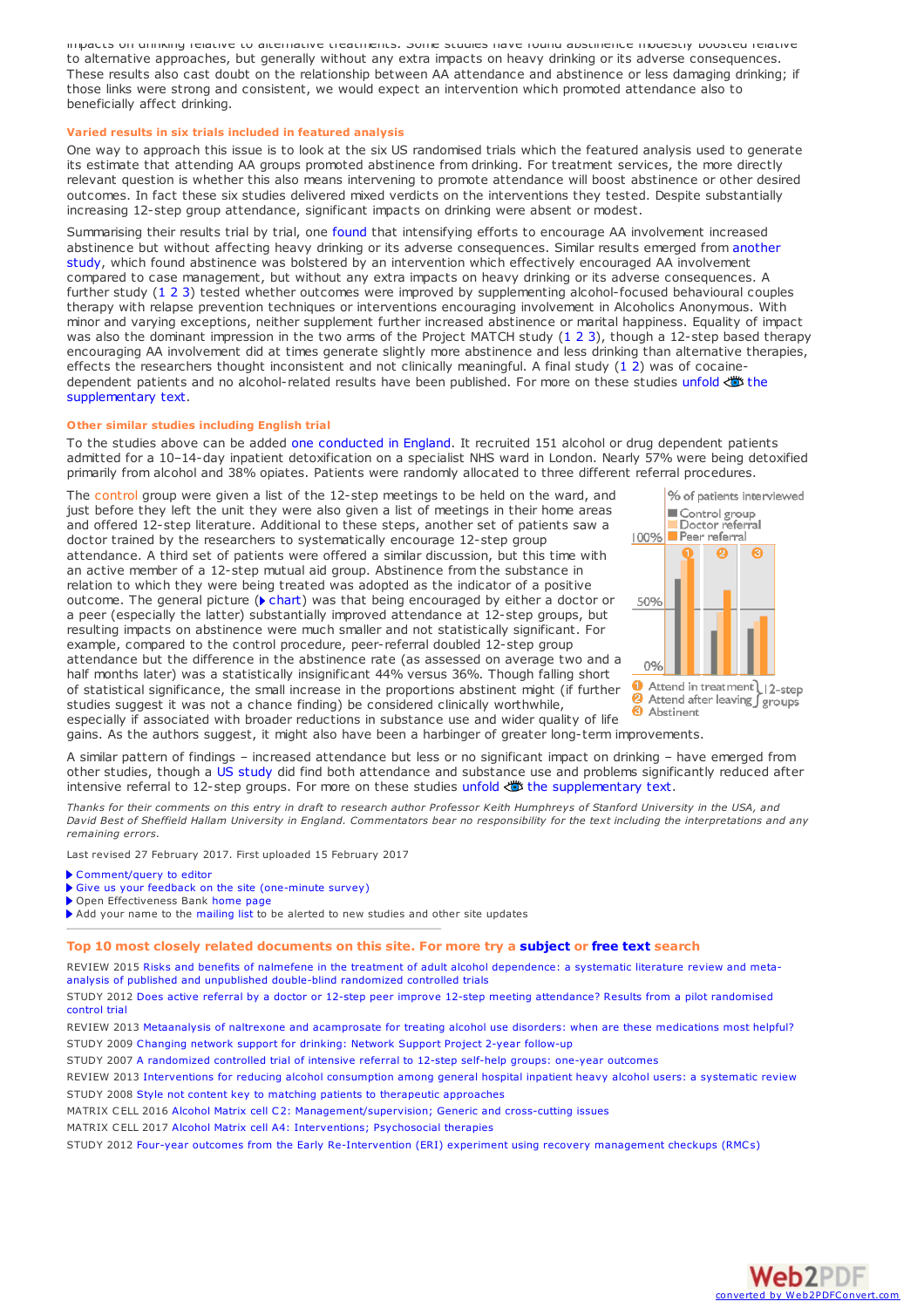impacts on drinking relative to alternative treatments. Some studies have found abstinence modestly boosted relative to alternative approaches, but generally without any extra impacts on heavy drinking or its adverse consequences. These results also cast doubt on the relationship between AA attendance and abstinence or less damaging drinking; if those links were strong and consistent, we would expect an intervention which promoted attendance also to beneficially affect drinking.

### Varied results in six trials included in featured analysis

One way to approach this issue is to look at the six US randomised trials which the featured analysis used to generate its estimate that attending AA groups promoted abstinence from drinking. For treatment services, the more directly relevant question is whether this also means intervening to promote attendance will boost abstinence or other desired outcomes. In fact these six studies delivered mixed verdicts on the interventions they tested. Despite substantially increasing 12-step group attendance, significant impacts on drinking were absent or modest.

Summarising their results trial by trial, one found that intensifying efforts to encourage AA involvement increased abstinence but without affecting heavy drinking or its adverse consequences. Similar results emerged from another study, which found abstinence was bolstered by an intervention which effectively encouraged AA involvement compared to case management, but without any extra impacts on heavy drinking or its adverse consequences. A further study (1 2 3) tested whether outcomes were improved by supplementing alcohol-focused behavioural couples therapy with relapse prevention techniques or interventions encouraging involvement in Alcoholics Anonymous. With minor and varying exceptions, neither supplement further increased abstinence or marital happiness. Equality of impact was also the dominant impression in the two arms of the Project MATCH study (1 2 3), though a 12-step based therapy encouraging AA involvement did at times generate slightly more abstinence and less drinking than alternative therapies, effects the researchers thought inconsistent and not clinically meaningful. A final study (1 2) was of cocaine-dependent patients and no alcohol-related results have been published. For more on these studies unfold the supplementary text.

### Other similar studies including English trial

To the studies above can be added one conducted in England. It recruited 151 alcohol or drug dependent patients admitted for a 10–14-day inpatient detoxification on a specialist NHS ward in London. Nearly 57% were being detoxified primarily from alcohol and 38% opiates. Patients were randomly allocated to three different referral procedures.

The control group were given a list of the 12-step meetings to be held on the ward, and just before they left the unit they were also given a list of meetings in their home areas and offered 12-step literature. Additional to these steps, another set of patients saw a doctor trained by the researchers to systematically encourage 12-step group attendance. A third set of patients were offered a similar discussion, but this time with an active member of a 12-step mutual aid group. Abstinence from the substance in relation to which they were being treated was adopted as the indicator of a positive outcome. The general picture (chart) was that being encouraged by either a doctor or a peer (especially the latter) substantially improved attendance at 12-step groups, but resulting impacts on abstinence were much smaller and not statistically significant. For example, compared to the control procedure, peer-referral doubled 12-step group attendance but the difference in the abstinence rate (as assessed on average two and a half months later) was a statistically insignificant 44% versus 36%. Though falling short of statistical significance, the small increase in the proportions abstinent might (if further studies suggest it was not a chance finding) be considered clinically worthwhile, especially if associated with broader reductions in substance use and wider quality of life gains. As the authors suggest, it might also have been a harbinger of greater long-term improvements.

% of patients interviewed
Control group
Doctor referral
Peer referral
100%
50%
0%
1 2 3
1 Attend in treatment
2 Attend after leaving
3 Abstinent
12-step groups

A similar pattern of findings – increased attendance but less or no significant impact on drinking – have emerged from other studies, though a US study did find both attendance and substance use and problems significantly reduced after intensive referral to 12-step groups. For more on these studies unfold the supplementary text.

*Thanks for their comments on this entry in draft to research author Professor Keith Humphreys of Stanford University in the USA, and David Best of Sheffield Hallam University in England. Commentators bear no responsibility for the text including the interpretations and any remaining errors.*

Last revised 27 February 2017. First uploaded 15 February 2017

- Comment/query to editor
- Give us your feedback on the site (one-minute survey)
- Open Effectiveness Bank home page
- Add your name to the mailing list to be alerted to new studies and other site updates

### Top 10 most closely related documents on this site. For more try a **subject** or **free text** search

REVIEW 2015 Risks and benefits of nalmefene in the treatment of adult alcohol dependence: a systematic literature review and meta-analysis of published and unpublished double-blind randomized controlled trials

STUDY 2012 Does active referral by a doctor or 12-step peer improve 12-step meeting attendance? Results from a pilot randomised control trial

REVIEW 2013 Metaanalysis of naltrexone and acamprosate for treating alcohol use disorders: when are these medications most helpful?

STUDY 2009 Changing network support for drinking: Network Support Project 2-year follow-up

STUDY 2007 A randomized controlled trial of intensive referral to 12-step self-help groups: one-year outcomes

REVIEW 2013 Interventions for reducing alcohol consumption among general hospital inpatient heavy alcohol users: a systematic review

STUDY 2008 Style not content key to matching patients to therapeutic approaches

MATRIX CELL 2016 Alcohol Matrix cell C2: Management/supervision; Generic and cross-cutting issues

MATRIX CELL 2017 Alcohol Matrix cell A4: Interventions; Psychosocial therapies

STUDY 2012 Four-year outcomes from the Early Re-Intervention (ERI) experiment using recovery management checkups (RMCs)